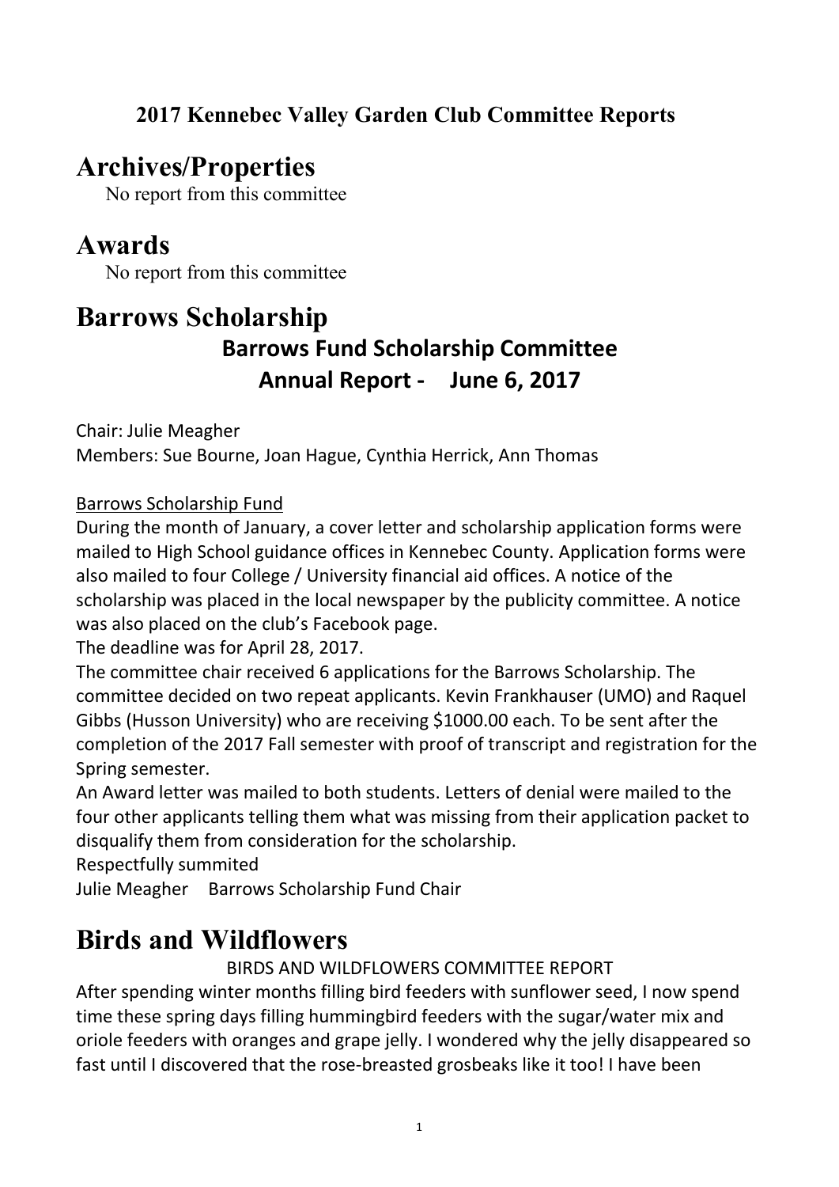**2017 Kennebec Valley Garden Club Committee Reports**

# Archives/Properties

No report from this committee

# Awards

No report from this committee

# Barrows Scholarship

## Barrows Fund Scholarship Committee
## Annual Report - June 6, 2017

Chair: Julie Meagher
Members: Sue Bourne, Joan Hague, Cynthia Herrick, Ann Thomas

<u>Barrows Scholarship Fund</u>

During the month of January, a cover letter and scholarship application forms were mailed to High School guidance offices in Kennebec County. Application forms were also mailed to four College / University financial aid offices. A notice of the scholarship was placed in the local newspaper by the publicity committee. A notice was also placed on the club's Facebook page.
The deadline was for April 28, 2017.
The committee chair received 6 applications for the Barrows Scholarship. The committee decided on two repeat applicants. Kevin Frankhauser (UMO) and Raquel Gibbs (Husson University) who are receiving $1000.00 each. To be sent after the completion of the 2017 Fall semester with proof of transcript and registration for the Spring semester.
An Award letter was mailed to both students. Letters of denial were mailed to the four other applicants telling them what was missing from their application packet to disqualify them from consideration for the scholarship.
Respectfully summited
Julie Meagher Barrows Scholarship Fund Chair

# Birds and Wildflowers

BIRDS AND WILDFLOWERS COMMITTEE REPORT

After spending winter months filling bird feeders with sunflower seed, I now spend time these spring days filling hummingbird feeders with the sugar/water mix and oriole feeders with oranges and grape jelly. I wondered why the jelly disappeared so fast until I discovered that the rose-breasted grosbeaks like it too! I have been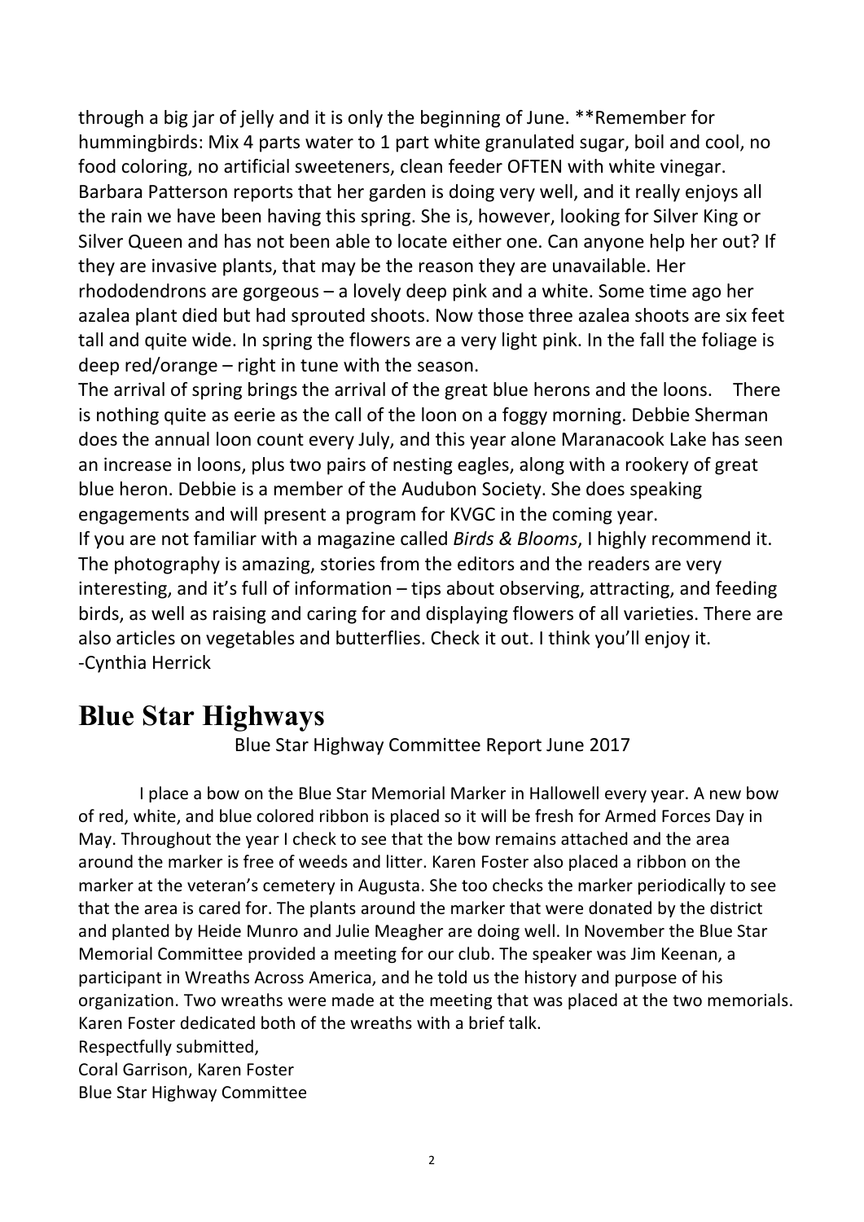through a big jar of jelly and it is only the beginning of June. **Remember for hummingbirds: Mix 4 parts water to 1 part white granulated sugar, boil and cool, no food coloring, no artificial sweeteners, clean feeder OFTEN with white vinegar.
Barbara Patterson reports that her garden is doing very well, and it really enjoys all the rain we have been having this spring. She is, however, looking for Silver King or Silver Queen and has not been able to locate either one. Can anyone help her out? If they are invasive plants, that may be the reason they are unavailable. Her rhododendrons are gorgeous – a lovely deep pink and a white. Some time ago her azalea plant died but had sprouted shoots. Now those three azalea shoots are six feet tall and quite wide. In spring the flowers are a very light pink. In the fall the foliage is deep red/orange – right in tune with the season.
The arrival of spring brings the arrival of the great blue herons and the loons. There is nothing quite as eerie as the call of the loon on a foggy morning. Debbie Sherman does the annual loon count every July, and this year alone Maranacook Lake has seen an increase in loons, plus two pairs of nesting eagles, along with a rookery of great blue heron. Debbie is a member of the Audubon Society. She does speaking engagements and will present a program for KVGC in the coming year.
If you are not familiar with a magazine called *Birds & Blooms*, I highly recommend it. The photography is amazing, stories from the editors and the readers are very interesting, and it's full of information – tips about observing, attracting, and feeding birds, as well as raising and caring for and displaying flowers of all varieties. There are also articles on vegetables and butterflies. Check it out. I think you'll enjoy it.
-Cynthia Herrick

# Blue Star Highways

Blue Star Highway Committee Report June 2017

I place a bow on the Blue Star Memorial Marker in Hallowell every year. A new bow of red, white, and blue colored ribbon is placed so it will be fresh for Armed Forces Day in May. Throughout the year I check to see that the bow remains attached and the area around the marker is free of weeds and litter. Karen Foster also placed a ribbon on the marker at the veteran's cemetery in Augusta. She too checks the marker periodically to see that the area is cared for. The plants around the marker that were donated by the district and planted by Heide Munro and Julie Meagher are doing well. In November the Blue Star Memorial Committee provided a meeting for our club. The speaker was Jim Keenan, a participant in Wreaths Across America, and he told us the history and purpose of his organization. Two wreaths were made at the meeting that was placed at the two memorials. Karen Foster dedicated both of the wreaths with a brief talk.
Respectfully submitted,
Coral Garrison, Karen Foster
Blue Star Highway Committee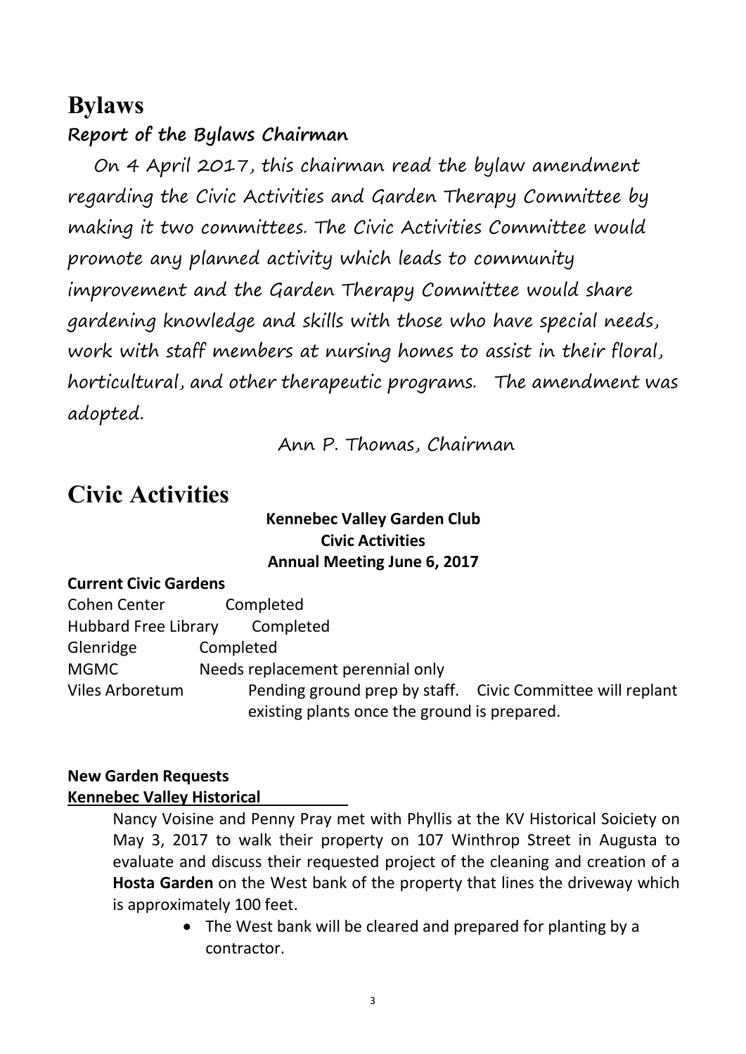# Bylaws

## Report of the Bylaws Chairman

On 4 April 2017, this chairman read the bylaw amendment regarding the Civic Activities and Garden Therapy Committee by making it two committees. The Civic Activities Committee would promote any planned activity which leads to community improvement and the Garden Therapy Committee would share gardening knowledge and skills with those who have special needs, work with staff members at nursing homes to assist in their floral, horticultural, and other therapeutic programs. The amendment was adopted.

Ann P. Thomas, Chairman

# Civic Activities

**Kennebec Valley Garden Club**
**Civic Activities**
**Annual Meeting June 6, 2017**

**Current Civic Gardens**

| | |
|---|---|
| Cohen Center | Completed |
| Hubbard Free Library | Completed |
| Glenridge | Completed |
| MGMC | Needs replacement perennial only |
| Viles Arboretum | Pending ground prep by staff. Civic Committee will replant existing plants once the ground is prepared. |

**New Garden Requests**

**Kennebec Valley Historical**

Nancy Voisine and Penny Pray met with Phyllis at the KV Historical Soiciety on May 3, 2017 to walk their property on 107 Winthrop Street in Augusta to evaluate and discuss their requested project of the cleaning and creation of a **Hosta Garden** on the West bank of the property that lines the driveway which is approximately 100 feet.

- The West bank will be cleared and prepared for planting by a contractor.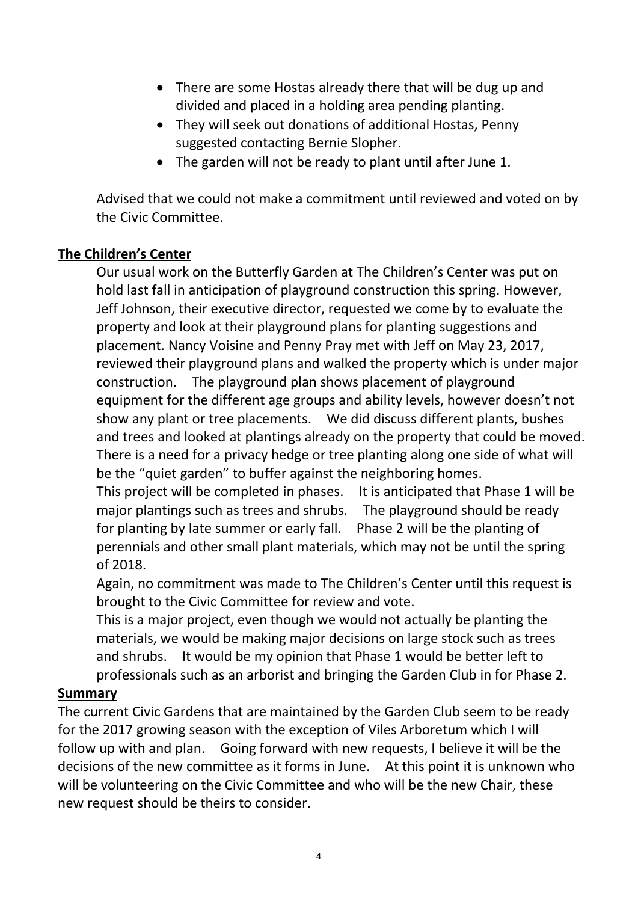- There are some Hostas already there that will be dug up and divided and placed in a holding area pending planting.
- They will seek out donations of additional Hostas, Penny suggested contacting Bernie Slopher.
- The garden will not be ready to plant until after June 1.

Advised that we could not make a commitment until reviewed and voted on by the Civic Committee.

**The Children's Center**

Our usual work on the Butterfly Garden at The Children's Center was put on hold last fall in anticipation of playground construction this spring. However, Jeff Johnson, their executive director, requested we come by to evaluate the property and look at their playground plans for planting suggestions and placement. Nancy Voisine and Penny Pray met with Jeff on May 23, 2017, reviewed their playground plans and walked the property which is under major construction. The playground plan shows placement of playground equipment for the different age groups and ability levels, however doesn't not show any plant or tree placements. We did discuss different plants, bushes and trees and looked at plantings already on the property that could be moved. There is a need for a privacy hedge or tree planting along one side of what will be the "quiet garden" to buffer against the neighboring homes.

This project will be completed in phases. It is anticipated that Phase 1 will be major plantings such as trees and shrubs. The playground should be ready for planting by late summer or early fall. Phase 2 will be the planting of perennials and other small plant materials, which may not be until the spring of 2018.

Again, no commitment was made to The Children's Center until this request is brought to the Civic Committee for review and vote.

This is a major project, even though we would not actually be planting the materials, we would be making major decisions on large stock such as trees and shrubs. It would be my opinion that Phase 1 would be better left to professionals such as an arborist and bringing the Garden Club in for Phase 2.

**Summary**

The current Civic Gardens that are maintained by the Garden Club seem to be ready for the 2017 growing season with the exception of Viles Arboretum which I will follow up with and plan. Going forward with new requests, I believe it will be the decisions of the new committee as it forms in June. At this point it is unknown who will be volunteering on the Civic Committee and who will be the new Chair, these new request should be theirs to consider.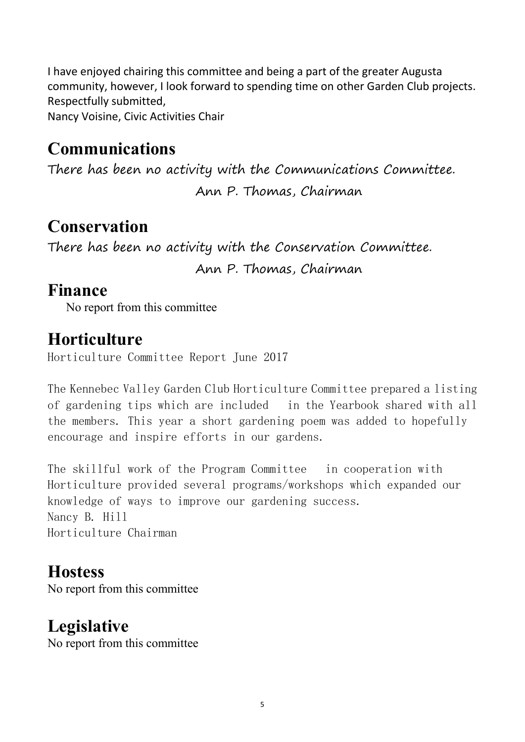I have enjoyed chairing this committee and being a part of the greater Augusta community, however, I look forward to spending time on other Garden Club projects.
Respectfully submitted,
Nancy Voisine, Civic Activities Chair

## Communications

There has been no activity with the Communications Committee.

Ann P. Thomas, Chairman

## Conservation

There has been no activity with the Conservation Committee.

Ann P. Thomas, Chairman

## Finance

No report from this committee

## Horticulture

Horticulture Committee Report June 2017

The Kennebec Valley Garden Club Horticulture Committee prepared a listing of gardening tips which are included in the Yearbook shared with all the members. This year a short gardening poem was added to hopefully encourage and inspire efforts in our gardens.

The skillful work of the Program Committee in cooperation with Horticulture provided several programs/workshops which expanded our knowledge of ways to improve our gardening success.
Nancy B. Hill
Horticulture Chairman

## Hostess

No report from this committee

## Legislative

No report from this committee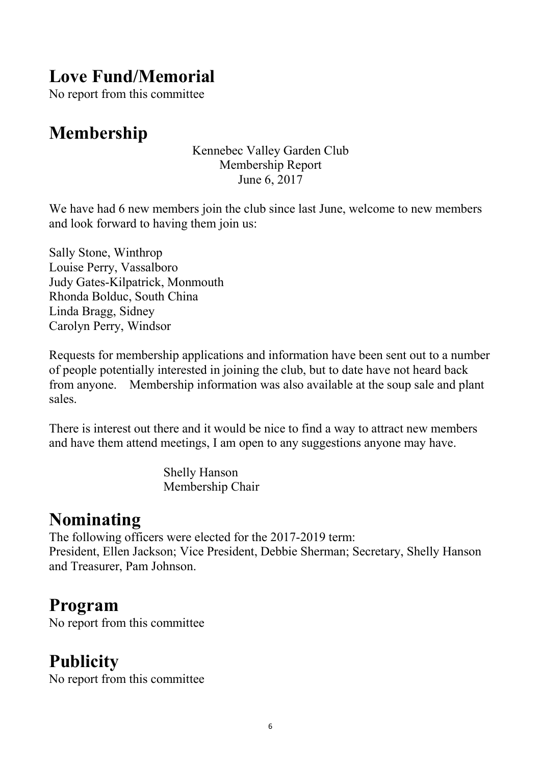## Love Fund/Memorial

No report from this committee

## Membership

Kennebec Valley Garden Club
Membership Report
June 6, 2017

We have had 6 new members join the club since last June, welcome to new members and look forward to having them join us:

Sally Stone, Winthrop
Louise Perry, Vassalboro
Judy Gates-Kilpatrick, Monmouth
Rhonda Bolduc, South China
Linda Bragg, Sidney
Carolyn Perry, Windsor

Requests for membership applications and information have been sent out to a number of people potentially interested in joining the club, but to date have not heard back from anyone. Membership information was also available at the soup sale and plant sales.

There is interest out there and it would be nice to find a way to attract new members and have them attend meetings, I am open to any suggestions anyone may have.

Shelly Hanson
Membership Chair

## Nominating

The following officers were elected for the 2017-2019 term:
President, Ellen Jackson; Vice President, Debbie Sherman; Secretary, Shelly Hanson and Treasurer, Pam Johnson.

## Program

No report from this committee

## Publicity

No report from this committee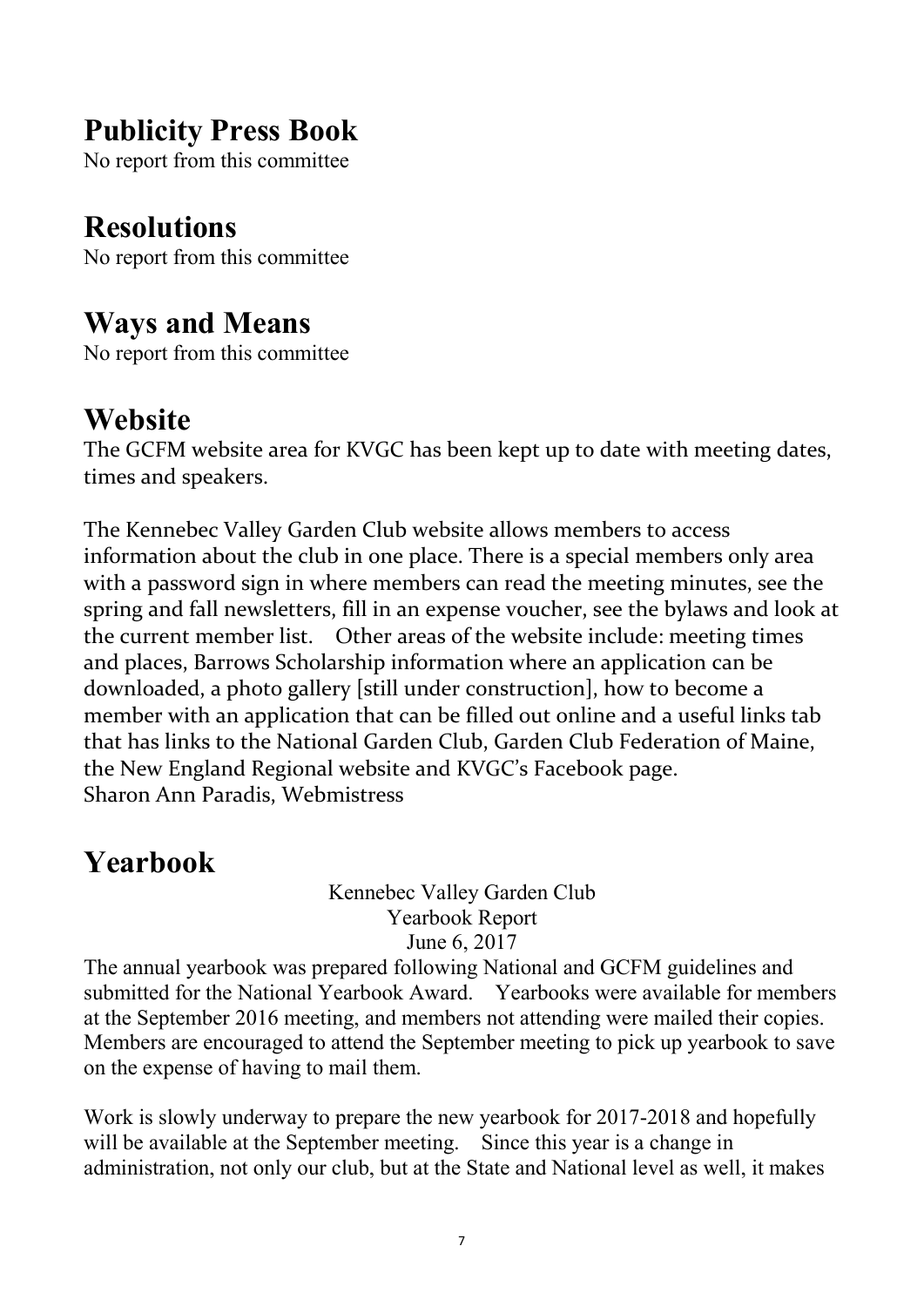## Publicity Press Book

No report from this committee

## Resolutions

No report from this committee

## Ways and Means

No report from this committee

## Website

The GCFM website area for KVGC has been kept up to date with meeting dates, times and speakers.

The Kennebec Valley Garden Club website allows members to access information about the club in one place. There is a special members only area with a password sign in where members can read the meeting minutes, see the spring and fall newsletters, fill in an expense voucher, see the bylaws and look at the current member list. Other areas of the website include: meeting times and places, Barrows Scholarship information where an application can be downloaded, a photo gallery [still under construction], how to become a member with an application that can be filled out online and a useful links tab that has links to the National Garden Club, Garden Club Federation of Maine, the New England Regional website and KVGC's Facebook page.
Sharon Ann Paradis, Webmistress

## Yearbook

Kennebec Valley Garden Club
Yearbook Report
June 6, 2017

The annual yearbook was prepared following National and GCFM guidelines and submitted for the National Yearbook Award. Yearbooks were available for members at the September 2016 meeting, and members not attending were mailed their copies. Members are encouraged to attend the September meeting to pick up yearbook to save on the expense of having to mail them.

Work is slowly underway to prepare the new yearbook for 2017-2018 and hopefully will be available at the September meeting. Since this year is a change in administration, not only our club, but at the State and National level as well, it makes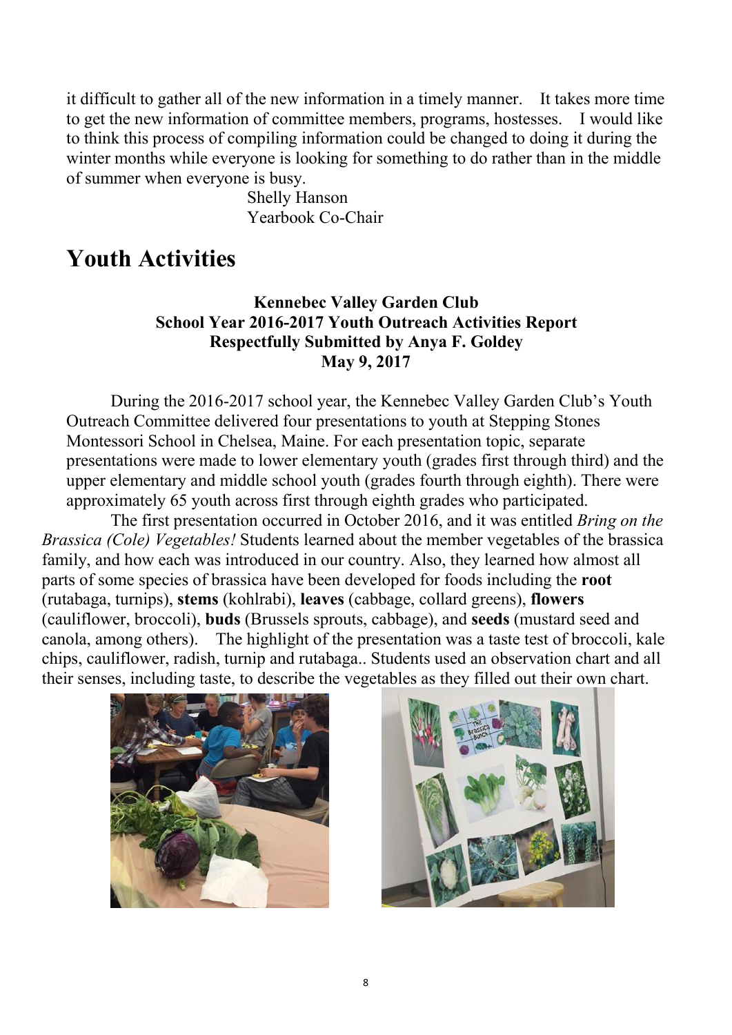it difficult to gather all of the new information in a timely manner. It takes more time to get the new information of committee members, programs, hostesses. I would like to think this process of compiling information could be changed to doing it during the winter months while everyone is looking for something to do rather than in the middle of summer when everyone is busy.

Shelly Hanson
Yearbook Co-Chair

## Youth Activities

**Kennebec Valley Garden Club**
**School Year 2016-2017 Youth Outreach Activities Report**
**Respectfully Submitted by Anya F. Goldey**
**May 9, 2017**

During the 2016-2017 school year, the Kennebec Valley Garden Club's Youth Outreach Committee delivered four presentations to youth at Stepping Stones Montessori School in Chelsea, Maine. For each presentation topic, separate presentations were made to lower elementary youth (grades first through third) and the upper elementary and middle school youth (grades fourth through eighth). There were approximately 65 youth across first through eighth grades who participated.

The first presentation occurred in October 2016, and it was entitled *Bring on the Brassica (Cole) Vegetables!* Students learned about the member vegetables of the brassica family, and how each was introduced in our country. Also, they learned how almost all parts of some species of brassica have been developed for foods including the **root** (rutabaga, turnips), **stems** (kohlrabi), **leaves** (cabbage, collard greens), **flowers** (cauliflower, broccoli), **buds** (Brussels sprouts, cabbage), and **seeds** (mustard seed and canola, among others). The highlight of the presentation was a taste test of broccoli, kale chips, cauliflower, radish, turnip and rutabaga.. Students used an observation chart and all their senses, including taste, to describe the vegetables as they filled out their own chart.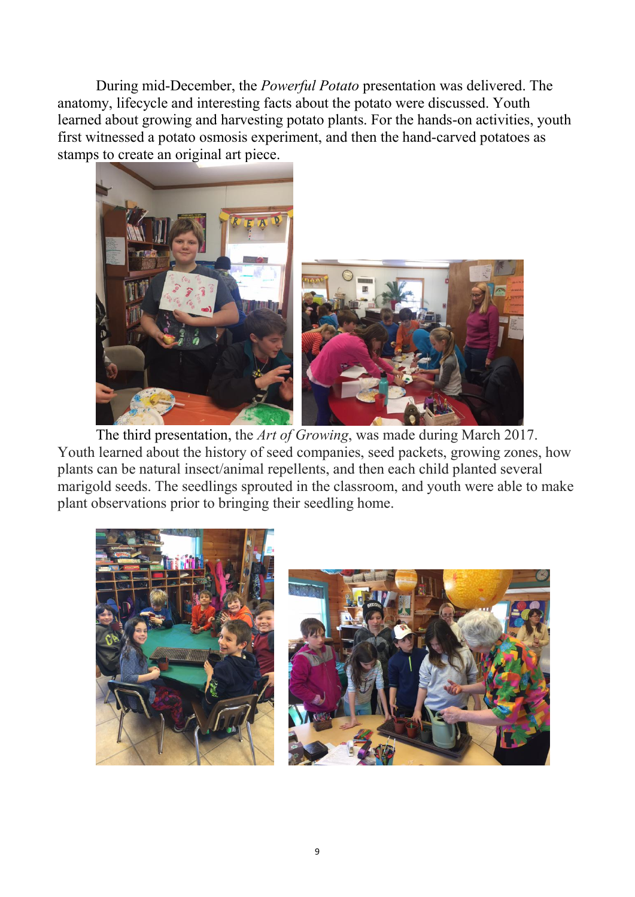During mid-December, the *Powerful Potato* presentation was delivered. The anatomy, lifecycle and interesting facts about the potato were discussed. Youth learned about growing and harvesting potato plants. For the hands-on activities, youth first witnessed a potato osmosis experiment, and then the hand-carved potatoes as stamps to create an original art piece.

The third presentation, the *Art of Growing*, was made during March 2017. Youth learned about the history of seed companies, seed packets, growing zones, how plants can be natural insect/animal repellents, and then each child planted several marigold seeds. The seedlings sprouted in the classroom, and youth were able to make plant observations prior to bringing their seedling home.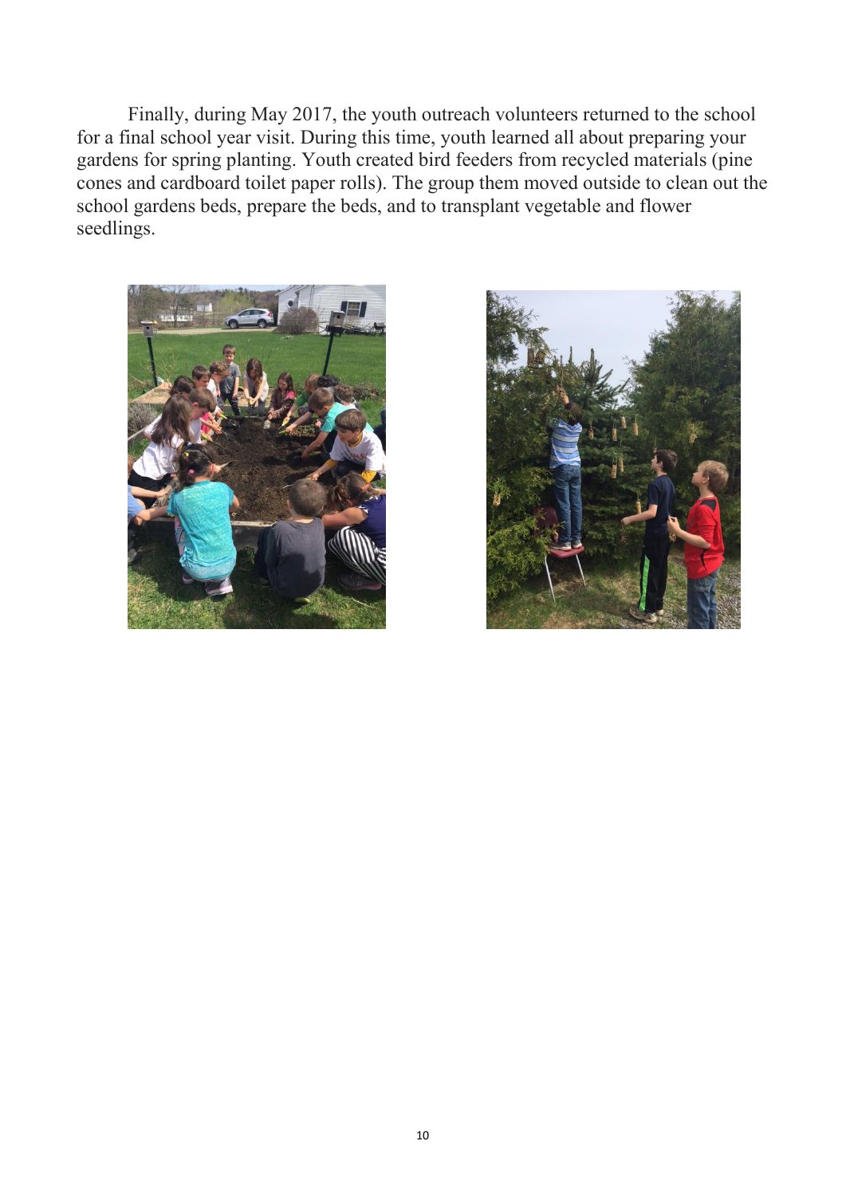Finally, during May 2017, the youth outreach volunteers returned to the school for a final school year visit. During this time, youth learned all about preparing your gardens for spring planting. Youth created bird feeders from recycled materials (pine cones and cardboard toilet paper rolls). The group them moved outside to clean out the school gardens beds, prepare the beds, and to transplant vegetable and flower seedlings.